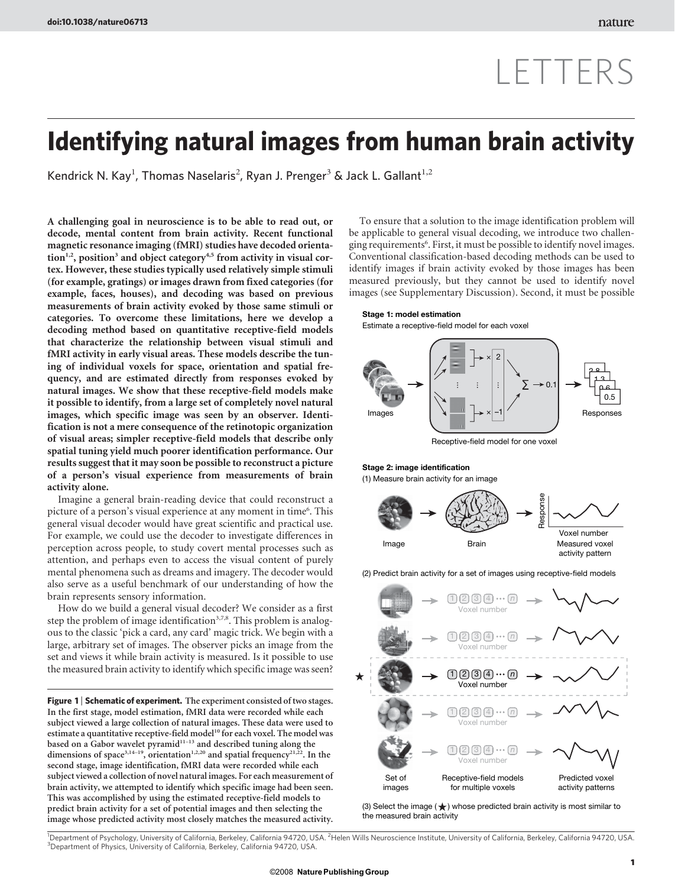# LETTERS

# Identifying natural images from human brain activity

Kendrick N. Kay[1], Thomas Naselaris[2], Ryan J. Prenger[3] & Jack L. Gallant[1,2]

**A challenging goal in neuroscience is to be able to read out, or decode, mental content from brain activity. Recent functional magnetic resonance imaging (fMRI) studies have decoded orientation[1,2], position[3] and object category[4,5] from activity in visual cortex. However, these studies typically used relatively simple stimuli (for example, gratings) or images drawn from fixed categories (for example, faces, houses), and decoding was based on previous measurements of brain activity evoked by those same stimuli or categories. To overcome these limitations, here we develop a decoding method based on quantitative receptive-field models that characterize the relationship between visual stimuli and fMRI activity in early visual areas. These models describe the tuning of individual voxels for space, orientation and spatial frequency, and are estimated directly from responses evoked by natural images. We show that these receptive-field models make it possible to identify, from a large set of completely novel natural images, which specific image was seen by an observer. Identification is not a mere consequence of the retinotopic organization of visual areas; simpler receptive-field models that describe only spatial tuning yield much poorer identification performance. Our results suggest that it may soon be possible to reconstruct a picture of a person's visual experience from measurements of brain activity alone.**

Imagine a general brain-reading device that could reconstruct a picture of a person's visual experience at any moment in time[6]. This general visual decoder would have great scientific and practical use. For example, we could use the decoder to investigate differences in perception across people, to study covert mental processes such as attention, and perhaps even to access the visual content of purely mental phenomena such as dreams and imagery. The decoder would also serve as a useful benchmark of our understanding of how the brain represents sensory information.

How do we build a general visual decoder? We consider as a first step the problem of image identification[3,7,8]. This problem is analogous to the classic 'pick a card, any card' magic trick. We begin with a large, arbitrary set of images. The observer picks an image from the set and views it while brain activity is measured. Is it possible to use the measured brain activity to identify which specific image was seen?

To ensure that a solution to the image identification problem will be applicable to general visual decoding, we introduce two challenging requirements[6]. First, it must be possible to identify novel images. Conventional classification-based decoding methods can be used to identify images if brain activity evoked by those images has been measured previously, but they cannot be used to identify novel images (see Supplementary Discussion). Second, it must be possible

Stage 1: model estimation
Estimate a receptive-field model for each voxel
Images
× 2
× –1
Σ → 0.1
Responses
2.8
1.3
0.6
0.5
Receptive-field model for one voxel

Stage 2: image identification
(1) Measure brain activity for an image
Image
Brain
Response
Voxel number
Measured voxel activity pattern

(2) Predict brain activity for a set of images using receptive-field models
1 2 3 4 ··· n
Voxel number
Set of images
Receptive-field models for multiple voxels
Predicted voxel activity patterns

(3) Select the image (★) whose predicted brain activity is most similar to the measured brain activity

**Figure 1 | Schematic of experiment.** **The experiment consisted of two stages. In the first stage, model estimation, fMRI data were recorded while each subject viewed a large collection of natural images. These data were used to estimate a quantitative receptive-field model[10] for each voxel. The model was based on a Gabor wavelet pyramid[11–13] and described tuning along the dimensions of space[3,14–19], orientation[1,2,20] and spatial frequency[21,22]. In the second stage, image identification, fMRI data were recorded while each subject viewed a collection of novel natural images. For each measurement of brain activity, we attempted to identify which specific image had been seen. This was accomplished by using the estimated receptive-field models to predict brain activity for a set of potential images and then selecting the image whose predicted activity most closely matches the measured activity.**

[1]Department of Psychology, University of California, Berkeley, California 94720, USA. [2]Helen Wills Neuroscience Institute, University of California, Berkeley, California 94720, USA. [3]Department of Physics, University of California, Berkeley, California 94720, USA.

©2008 Nature Publishing Group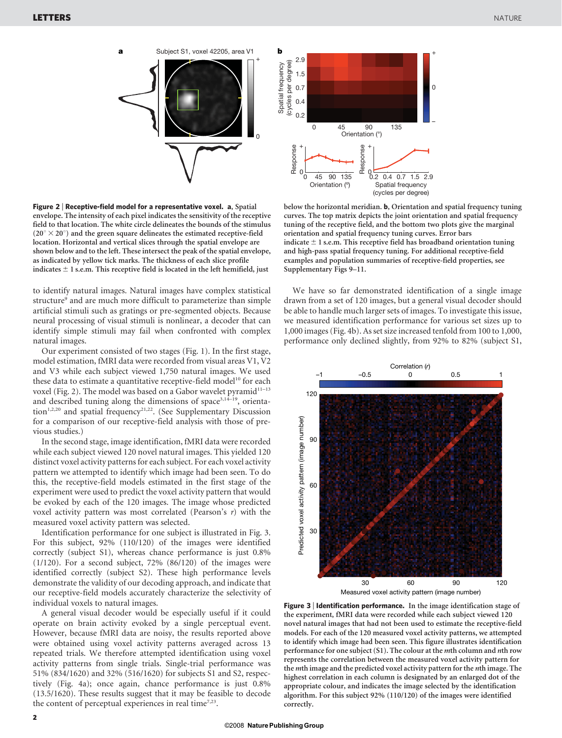**Figure 2 | Receptive-field model for a representative voxel. a**, Spatial envelope. The intensity of each pixel indicates the sensitivity of the receptive field to that location. The white circle delineates the bounds of the stimulus (20° × 20°) and the green square delineates the estimated receptive-field location. Horizontal and vertical slices through the spatial envelope are shown below and to the left. These intersect the peak of the spatial envelope, as indicated by yellow tick marks. The thickness of each slice profile indicates ± 1 s.e.m. This receptive field is located in the left hemifield, just below the horizontal meridian. **b**, Orientation and spatial frequency tuning curves. The top matrix depicts the joint orientation and spatial frequency tuning of the receptive field, and the bottom two plots give the marginal orientation and spatial frequency tuning curves. Error bars indicate ± 1 s.e.m. This receptive field has broadband orientation tuning and high-pass spatial frequency tuning. For additional receptive-field examples and population summaries of receptive-field properties, see Supplementary Figs 9–11.

to identify natural images. Natural images have complex statistical structure[9] and are much more difficult to parameterize than simple artificial stimuli such as gratings or pre-segmented objects. Because neural processing of visual stimuli is nonlinear, a decoder that can identify simple stimuli may fail when confronted with complex natural images.

Our experiment consisted of two stages (Fig. 1). In the first stage, model estimation, fMRI data were recorded from visual areas V1, V2 and V3 while each subject viewed 1,750 natural images. We used these data to estimate a quantitative receptive-field model[10] for each voxel (Fig. 2). The model was based on a Gabor wavelet pyramid[11–13] and described tuning along the dimensions of space[3,14–19], orientation[1,2,20] and spatial frequency[21,22]. (See Supplementary Discussion for a comparison of our receptive-field analysis with those of previous studies.)

In the second stage, image identification, fMRI data were recorded while each subject viewed 120 novel natural images. This yielded 120 distinct voxel activity patterns for each subject. For each voxel activity pattern we attempted to identify which image had been seen. To do this, the receptive-field models estimated in the first stage of the experiment were used to predict the voxel activity pattern that would be evoked by each of the 120 images. The image whose predicted voxel activity pattern was most correlated (Pearson's $r$) with the measured voxel activity pattern was selected.

Identification performance for one subject is illustrated in Fig. 3. For this subject, 92% (110/120) of the images were identified correctly (subject S1), whereas chance performance is just 0.8% (1/120). For a second subject, 72% (86/120) of the images were identified correctly (subject S2). These high performance levels demonstrate the validity of our decoding approach, and indicate that our receptive-field models accurately characterize the selectivity of individual voxels to natural images.

A general visual decoder would be especially useful if it could operate on brain activity evoked by a single perceptual event. However, because fMRI data are noisy, the results reported above were obtained using voxel activity patterns averaged across 13 repeated trials. We therefore attempted identification using voxel activity patterns from single trials. Single-trial performance was 51% (834/1620) and 32% (516/1620) for subjects S1 and S2, respectively (Fig. 4a); once again, chance performance is just 0.8% (13.5/1620). These results suggest that it may be feasible to decode the content of perceptual experiences in real time[7,23].

We have so far demonstrated identification of a single image drawn from a set of 120 images, but a general visual decoder should be able to handle much larger sets of images. To investigate this issue, we measured identification performance for various set sizes up to 1,000 images (Fig. 4b). As set size increased tenfold from 100 to 1,000, performance only declined slightly, from 92% to 82% (subject S1,

**Figure 3 | Identification performance.** In the image identification stage of the experiment, fMRI data were recorded while each subject viewed 120 novel natural images that had not been used to estimate the receptive-field models. For each of the 120 measured voxel activity patterns, we attempted to identify which image had been seen. This figure illustrates identification performance for one subject (S1). The colour at the $m$th column and $n$th row represents the correlation between the measured voxel activity pattern for the $m$th image and the predicted voxel activity pattern for the $n$th image. The highest correlation in each column is designated by an enlarged dot of the appropriate colour, and indicates the image selected by the identification algorithm. For this subject 92% (110/120) of the images were identified correctly.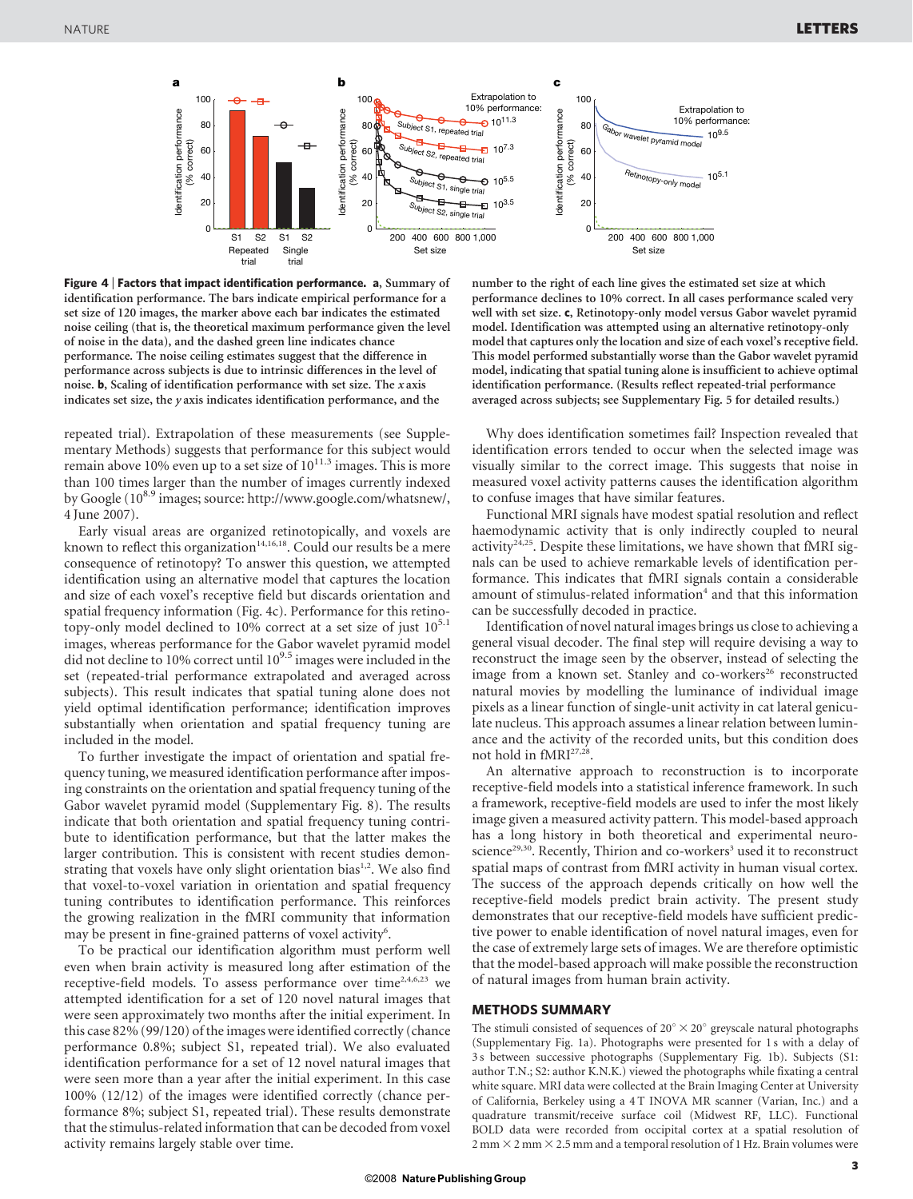**Figure 4 | Factors that impact identification performance. a**, Summary of identification performance. The bars indicate empirical performance for a set size of 120 images, the marker above each bar indicates the estimated noise ceiling (that is, the theoretical maximum performance given the level of noise in the data), and the dashed green line indicates chance performance. The noise ceiling estimates suggest that the difference in performance across subjects is due to intrinsic differences in the level of noise. **b**, Scaling of identification performance with set size. The *x* axis indicates set size, the *y* axis indicates identification performance, and the number to the right of each line gives the estimated set size at which performance declines to 10% correct. In all cases performance scaled very well with set size. **c**, Retinotopy-only model versus Gabor wavelet pyramid model. Identification was attempted using an alternative retinotopy-only model that captures only the location and size of each voxel's receptive field. This model performed substantially worse than the Gabor wavelet pyramid model, indicating that spatial tuning alone is insufficient to achieve optimal identification performance. (Results reflect repeated-trial performance averaged across subjects; see Supplementary Fig. 5 for detailed results.)

repeated trial). Extrapolation of these measurements (see Supplementary Methods) suggests that performance for this subject would remain above 10% even up to a set size of $10^{11.3}$ images. This is more than 100 times larger than the number of images currently indexed by Google ($10^{8.9}$ images; source: http://www.google.com/whatsnew/, 4 June 2007).

Early visual areas are organized retinotopically, and voxels are known to reflect this organization[14,16,18]. Could our results be a mere consequence of retinotopy? To answer this question, we attempted identification using an alternative model that captures the location and size of each voxel's receptive field but discards orientation and spatial frequency information (Fig. 4c). Performance for this retinotopy-only model declined to 10% correct at a set size of just $10^{5.1}$ images, whereas performance for the Gabor wavelet pyramid model did not decline to 10% correct until $10^{9.5}$ images were included in the set (repeated-trial performance extrapolated and averaged across subjects). This result indicates that spatial tuning alone does not yield optimal identification performance; identification improves substantially when orientation and spatial frequency tuning are included in the model.

To further investigate the impact of orientation and spatial frequency tuning, we measured identification performance after imposing constraints on the orientation and spatial frequency tuning of the Gabor wavelet pyramid model (Supplementary Fig. 8). The results indicate that both orientation and spatial frequency tuning contribute to identification performance, but that the latter makes the larger contribution. This is consistent with recent studies demonstrating that voxels have only slight orientation bias[1,2]. We also find that voxel-to-voxel variation in orientation and spatial frequency tuning contributes to identification performance. This reinforces the growing realization in the fMRI community that information may be present in fine-grained patterns of voxel activity[6].

To be practical our identification algorithm must perform well even when brain activity is measured long after estimation of the receptive-field models. To assess performance over time[2,4,6,23] we attempted identification for a set of 120 novel natural images that were seen approximately two months after the initial experiment. In this case 82% (99/120) of the images were identified correctly (chance performance 0.8%; subject S1, repeated trial). We also evaluated identification performance for a set of 12 novel natural images that were seen more than a year after the initial experiment. In this case 100% (12/12) of the images were identified correctly (chance performance 8%; subject S1, repeated trial). These results demonstrate that the stimulus-related information that can be decoded from voxel activity remains largely stable over time.

Why does identification sometimes fail? Inspection revealed that identification errors tended to occur when the selected image was visually similar to the correct image. This suggests that noise in measured voxel activity patterns causes the identification algorithm to confuse images that have similar features.

Functional MRI signals have modest spatial resolution and reflect haemodynamic activity that is only indirectly coupled to neural activity[24,25]. Despite these limitations, we have shown that fMRI signals can be used to achieve remarkable levels of identification performance. This indicates that fMRI signals contain a considerable amount of stimulus-related information[4] and that this information can be successfully decoded in practice.

Identification of novel natural images brings us close to achieving a general visual decoder. The final step will require devising a way to reconstruct the image seen by the observer, instead of selecting the image from a known set. Stanley and co-workers[26] reconstructed natural movies by modelling the luminance of individual image pixels as a linear function of single-unit activity in cat lateral geniculate nucleus. This approach assumes a linear relation between luminance and the activity of the recorded units, but this condition does not hold in fMRI[27,28].

An alternative approach to reconstruction is to incorporate receptive-field models into a statistical inference framework. In such a framework, receptive-field models are used to infer the most likely image given a measured activity pattern. This model-based approach has a long history in both theoretical and experimental neuroscience[29,30]. Recently, Thirion and co-workers[3] used it to reconstruct spatial maps of contrast from fMRI activity in human visual cortex. The success of the approach depends critically on how well the receptive-field models predict brain activity. The present study demonstrates that our receptive-field models have sufficient predictive power to enable identification of novel natural images, even for the case of extremely large sets of images. We are therefore optimistic that the model-based approach will make possible the reconstruction of natural images from human brain activity.

## METHODS SUMMARY

The stimuli consisted of sequences of 20° × 20° greyscale natural photographs (Supplementary Fig. 1a). Photographs were presented for 1 s with a delay of 3 s between successive photographs (Supplementary Fig. 1b). Subjects (S1: author T.N.; S2: author K.N.K.) viewed the photographs while fixating a central white square. MRI data were collected at the Brain Imaging Center at University of California, Berkeley using a 4 T INOVA MR scanner (Varian, Inc.) and a quadrature transmit/receive surface coil (Midwest RF, LLC). Functional BOLD data were recorded from occipital cortex at a spatial resolution of 2 mm × 2 mm × 2.5 mm and a temporal resolution of 1 Hz. Brain volumes were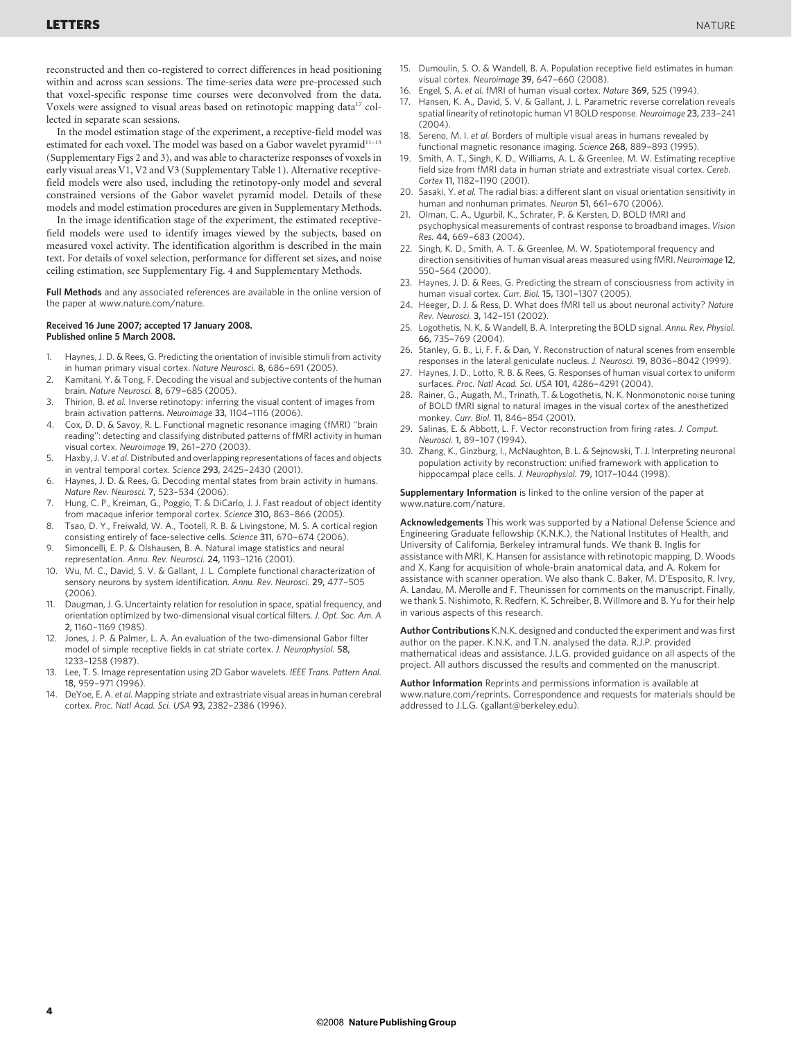reconstructed and then co-registered to correct differences in head positioning within and across scan sessions. The time-series data were pre-processed such that voxel-specific response time courses were deconvolved from the data. Voxels were assigned to visual areas based on retinotopic mapping data[17] collected in separate scan sessions.

In the model estimation stage of the experiment, a receptive-field model was estimated for each voxel. The model was based on a Gabor wavelet pyramid[11–13] (Supplementary Figs 2 and 3), and was able to characterize responses of voxels in early visual areas V1, V2 and V3 (Supplementary Table 1). Alternative receptive-field models were also used, including the retinotopy-only model and several constrained versions of the Gabor wavelet pyramid model. Details of these models and model estimation procedures are given in Supplementary Methods.

In the image identification stage of the experiment, the estimated receptive-field models were used to identify images viewed by the subjects, based on measured voxel activity. The identification algorithm is described in the main text. For details of voxel selection, performance for different set sizes, and noise ceiling estimation, see Supplementary Fig. 4 and Supplementary Methods.

**Full Methods** and any associated references are available in the online version of the paper at www.nature.com/nature.

**Received 16 June 2007; accepted 17 January 2008.**
**Published online 5 March 2008.**

1. Haynes, J. D. & Rees, G. Predicting the orientation of invisible stimuli from activity in human primary visual cortex. *Nature Neurosci.* **8,** 686–691 (2005).
2. Kamitani, Y. & Tong, F. Decoding the visual and subjective contents of the human brain. *Nature Neurosci.* **8,** 679–685 (2005).
3. Thirion, B. *et al.* Inverse retinotopy: inferring the visual content of images from brain activation patterns. *Neuroimage* **33,** 1104–1116 (2006).
4. Cox, D. D. & Savoy, R. L. Functional magnetic resonance imaging (fMRI) ''brain reading'': detecting and classifying distributed patterns of fMRI activity in human visual cortex. *Neuroimage* **19,** 261–270 (2003).
5. Haxby, J. V. *et al.* Distributed and overlapping representations of faces and objects in ventral temporal cortex. *Science* **293,** 2425–2430 (2001).
6. Haynes, J. D. & Rees, G. Decoding mental states from brain activity in humans. *Nature Rev. Neurosci.* **7,** 523–534 (2006).
7. Hung, C. P., Kreiman, G., Poggio, T. & DiCarlo, J. J. Fast readout of object identity from macaque inferior temporal cortex. *Science* **310,** 863–866 (2005).
8. Tsao, D. Y., Freiwald, W. A., Tootell, R. B. & Livingstone, M. S. A cortical region consisting entirely of face-selective cells. *Science* **311,** 670–674 (2006).
9. Simoncelli, E. P. & Olshausen, B. A. Natural image statistics and neural representation. *Annu. Rev. Neurosci.* **24,** 1193–1216 (2001).
10. Wu, M. C., David, S. V. & Gallant, J. L. Complete functional characterization of sensory neurons by system identification. *Annu. Rev. Neurosci.* **29,** 477–505 (2006).
11. Daugman, J. G. Uncertainty relation for resolution in space, spatial frequency, and orientation optimized by two-dimensional visual cortical filters. *J. Opt. Soc. Am. A* **2,** 1160–1169 (1985).
12. Jones, J. P. & Palmer, L. A. An evaluation of the two-dimensional Gabor filter model of simple receptive fields in cat striate cortex. *J. Neurophysiol.* **58,** 1233–1258 (1987).
13. Lee, T. S. Image representation using 2D Gabor wavelets. *IEEE Trans. Pattern Anal.* **18,** 959–971 (1996).
14. DeYoe, E. A. *et al.* Mapping striate and extrastriate visual areas in human cerebral cortex. *Proc. Natl Acad. Sci. USA* **93,** 2382–2386 (1996).
15. Dumoulin, S. O. & Wandell, B. A. Population receptive field estimates in human visual cortex. *Neuroimage* **39,** 647–660 (2008).
16. Engel, S. A. *et al.* fMRI of human visual cortex. *Nature* **369,** 525 (1994).
17. Hansen, K. A., David, S. V. & Gallant, J. L. Parametric reverse correlation reveals spatial linearity of retinotopic human V1 BOLD response. *Neuroimage* **23,** 233–241 (2004).
18. Sereno, M. I. *et al.* Borders of multiple visual areas in humans revealed by functional magnetic resonance imaging. *Science* **268,** 889–893 (1995).
19. Smith, A. T., Singh, K. D., Williams, A. L. & Greenlee, M. W. Estimating receptive field size from fMRI data in human striate and extrastriate visual cortex. *Cereb. Cortex* **11,** 1182–1190 (2001).
20. Sasaki, Y. *et al.* The radial bias: a different slant on visual orientation sensitivity in human and nonhuman primates. *Neuron* **51,** 661–670 (2006).
21. Olman, C. A., Ugurbil, K., Schrater, P. & Kersten, D. BOLD fMRI and psychophysical measurements of contrast response to broadband images. *Vision Res.* **44,** 669–683 (2004).
22. Singh, K. D., Smith, A. T. & Greenlee, M. W. Spatiotemporal frequency and direction sensitivities of human visual areas measured using fMRI. *Neuroimage* **12,** 550–564 (2000).
23. Haynes, J. D. & Rees, G. Predicting the stream of consciousness from activity in human visual cortex. *Curr. Biol.* **15,** 1301–1307 (2005).
24. Heeger, D. J. & Ress, D. What does fMRI tell us about neuronal activity? *Nature Rev. Neurosci.* **3,** 142–151 (2002).
25. Logothetis, N. K. & Wandell, B. A. Interpreting the BOLD signal. *Annu. Rev. Physiol.* **66,** 735–769 (2004).
26. Stanley, G. B., Li, F. F. & Dan, Y. Reconstruction of natural scenes from ensemble responses in the lateral geniculate nucleus. *J. Neurosci.* **19,** 8036–8042 (1999).
27. Haynes, J. D., Lotto, R. B. & Rees, G. Responses of human visual cortex to uniform surfaces. *Proc. Natl Acad. Sci. USA* **101,** 4286–4291 (2004).
28. Rainer, G., Augath, M., Trinath, T. & Logothetis, N. K. Nonmonotonic noise tuning of BOLD fMRI signal to natural images in the visual cortex of the anesthetized monkey. *Curr. Biol.* **11,** 846–854 (2001).
29. Salinas, E. & Abbott, L. F. Vector reconstruction from firing rates. *J. Comput. Neurosci.* **1,** 89–107 (1994).
30. Zhang, K., Ginzburg, I., McNaughton, B. L. & Sejnowski, T. J. Interpreting neuronal population activity by reconstruction: unified framework with application to hippocampal place cells. *J. Neurophysiol.* **79,** 1017–1044 (1998).

**Supplementary Information** is linked to the online version of the paper at www.nature.com/nature.

**Acknowledgements** This work was supported by a National Defense Science and Engineering Graduate fellowship (K.N.K.), the National Institutes of Health, and University of California, Berkeley intramural funds. We thank B. Inglis for assistance with MRI, K. Hansen for assistance with retinotopic mapping, D. Woods and X. Kang for acquisition of whole-brain anatomical data, and A. Rokem for assistance with scanner operation. We also thank C. Baker, M. D'Esposito, R. Ivry, A. Landau, M. Merolle and F. Theunissen for comments on the manuscript. Finally, we thank S. Nishimoto, R. Redfern, K. Schreiber, B. Willmore and B. Yu for their help in various aspects of this research.

**Author Contributions** K.N.K. designed and conducted the experiment and was first author on the paper. K.N.K. and T.N. analysed the data. R.J.P. provided mathematical ideas and assistance. J.L.G. provided guidance on all aspects of the project. All authors discussed the results and commented on the manuscript.

**Author Information** Reprints and permissions information is available at www.nature.com/reprints. Correspondence and requests for materials should be addressed to J.L.G. (gallant@berkeley.edu).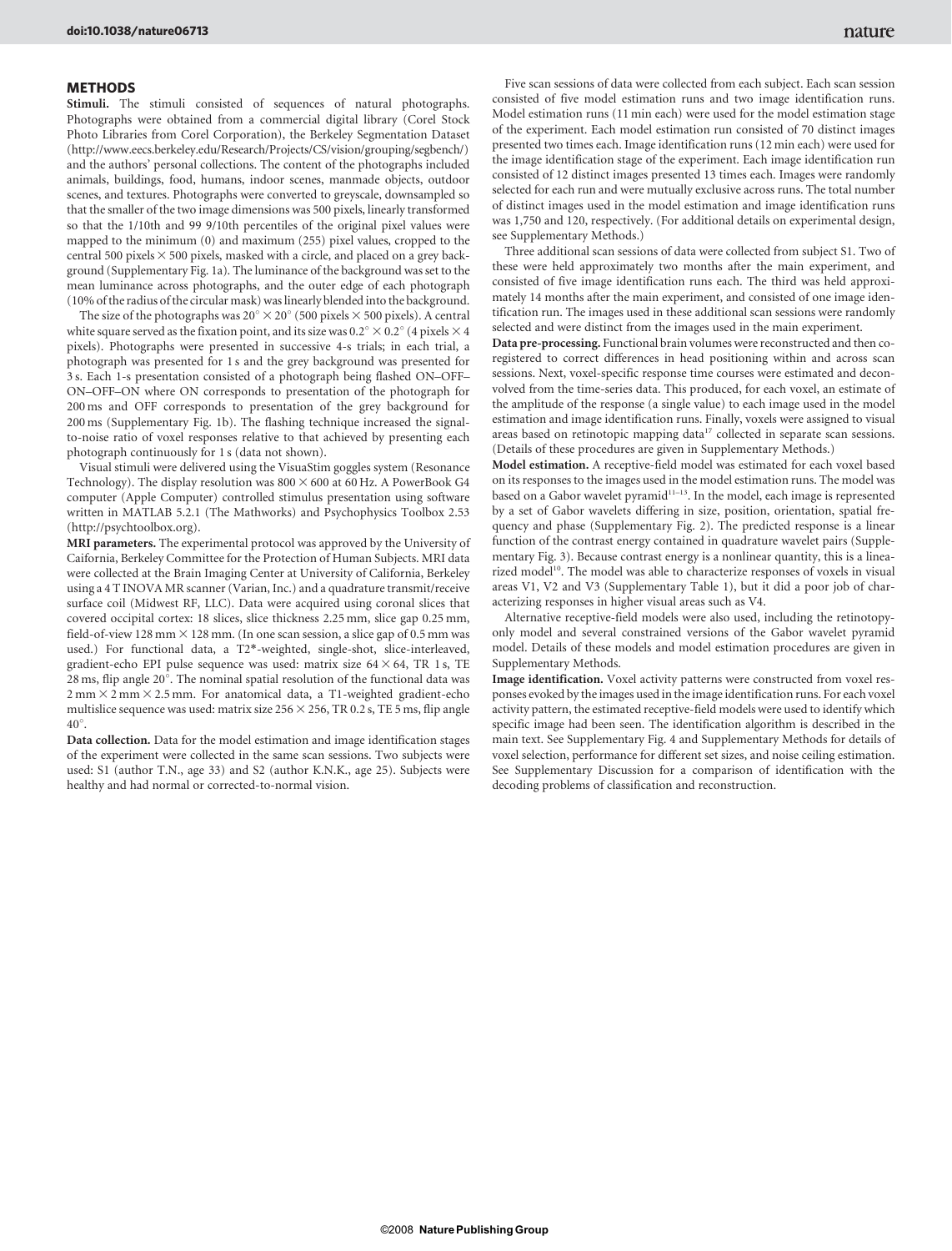## METHODS

**Stimuli.** The stimuli consisted of sequences of natural photographs. Photographs were obtained from a commercial digital library (Corel Stock Photo Libraries from Corel Corporation), the Berkeley Segmentation Dataset (http://www.eecs.berkeley.edu/Research/Projects/CS/vision/grouping/segbench/) and the authors' personal collections. The content of the photographs included animals, buildings, food, humans, indoor scenes, manmade objects, outdoor scenes, and textures. Photographs were converted to greyscale, downsampled so that the smaller of the two image dimensions was 500 pixels, linearly transformed so that the 1/10th and 99 9/10th percentiles of the original pixel values were mapped to the minimum (0) and maximum (255) pixel values, cropped to the central 500 pixels × 500 pixels, masked with a circle, and placed on a grey background (Supplementary Fig. 1a). The luminance of the background was set to the mean luminance across photographs, and the outer edge of each photograph (10% of the radius of the circular mask) was linearly blended into the background.

The size of the photographs was 20° × 20° (500 pixels × 500 pixels). A central white square served as the fixation point, and its size was 0.2° × 0.2° (4 pixels × 4 pixels). Photographs were presented in successive 4-s trials; in each trial, a photograph was presented for 1 s and the grey background was presented for 3 s. Each 1-s presentation consisted of a photograph being flashed ON–OFF–ON–OFF–ON where ON corresponds to presentation of the photograph for 200 ms and OFF corresponds to presentation of the grey background for 200 ms (Supplementary Fig. 1b). The flashing technique increased the signal-to-noise ratio of voxel responses relative to that achieved by presenting each photograph continuously for 1 s (data not shown).

Visual stimuli were delivered using the VisuaStim goggles system (Resonance Technology). The display resolution was 800 × 600 at 60 Hz. A PowerBook G4 computer (Apple Computer) controlled stimulus presentation using software written in MATLAB 5.2.1 (The Mathworks) and Psychophysics Toolbox 2.53 (http://psychtoolbox.org).

**MRI parameters.** The experimental protocol was approved by the University of California, Berkeley Committee for the Protection of Human Subjects. MRI data were collected at the Brain Imaging Center at University of California, Berkeley using a 4 T INOVA MR scanner (Varian, Inc.) and a quadrature transmit/receive surface coil (Midwest RF, LLC). Data were acquired using coronal slices that covered occipital cortex: 18 slices, slice thickness 2.25 mm, slice gap 0.25 mm, field-of-view 128 mm × 128 mm. (In one scan session, a slice gap of 0.5 mm was used.) For functional data, a T2*-weighted, single-shot, slice-interleaved, gradient-echo EPI pulse sequence was used: matrix size 64 × 64, TR 1 s, TE 28 ms, flip angle 20°. The nominal spatial resolution of the functional data was 2 mm × 2 mm × 2.5 mm. For anatomical data, a T1-weighted gradient-echo multislice sequence was used: matrix size 256 × 256, TR 0.2 s, TE 5 ms, flip angle 40°.

**Data collection.** Data for the model estimation and image identification stages of the experiment were collected in the same scan sessions. Two subjects were used: S1 (author T.N., age 33) and S2 (author K.N.K., age 25). Subjects were healthy and had normal or corrected-to-normal vision.

Five scan sessions of data were collected from each subject. Each scan session consisted of five model estimation runs and two image identification runs. Model estimation runs (11 min each) were used for the model estimation stage of the experiment. Each model estimation run consisted of 70 distinct images presented two times each. Image identification runs (12 min each) were used for the image identification stage of the experiment. Each image identification run consisted of 12 distinct images presented 13 times each. Images were randomly selected for each run and were mutually exclusive across runs. The total number of distinct images used in the model estimation and image identification runs was 1,750 and 120, respectively. (For additional details on experimental design, see Supplementary Methods.)

Three additional scan sessions of data were collected from subject S1. Two of these were held approximately two months after the main experiment, and consisted of five image identification runs each. The third was held approximately 14 months after the main experiment, and consisted of one image identification run. The images used in these additional scan sessions were randomly selected and were distinct from the images used in the main experiment.

**Data pre-processing.** Functional brain volumes were reconstructed and then co-registered to correct differences in head positioning within and across scan sessions. Next, voxel-specific response time courses were estimated and deconvolved from the time-series data. This produced, for each voxel, an estimate of the amplitude of the response (a single value) to each image used in the model estimation and image identification runs. Finally, voxels were assigned to visual areas based on retinotopic mapping data[17] collected in separate scan sessions. (Details of these procedures are given in Supplementary Methods.)

**Model estimation.** A receptive-field model was estimated for each voxel based on its responses to the images used in the model estimation runs. The model was based on a Gabor wavelet pyramid[11–13]. In the model, each image is represented by a set of Gabor wavelets differing in size, position, orientation, spatial frequency and phase (Supplementary Fig. 2). The predicted response is a linear function of the contrast energy contained in quadrature wavelet pairs (Supplementary Fig. 3). Because contrast energy is a nonlinear quantity, this is a linearized model[10]. The model was able to characterize responses of voxels in visual areas V1, V2 and V3 (Supplementary Table 1), but it did a poor job of characterizing responses in higher visual areas such as V4.

Alternative receptive-field models were also used, including the retinotopy-only model and several constrained versions of the Gabor wavelet pyramid model. Details of these models and model estimation procedures are given in Supplementary Methods.

**Image identification.** Voxel activity patterns were constructed from voxel responses evoked by the images used in the image identification runs. For each voxel activity pattern, the estimated receptive-field models were used to identify which specific image had been seen. The identification algorithm is described in the main text. See Supplementary Fig. 4 and Supplementary Methods for details of voxel selection, performance for different set sizes, and noise ceiling estimation. See Supplementary Discussion for a comparison of identification with the decoding problems of classification and reconstruction.